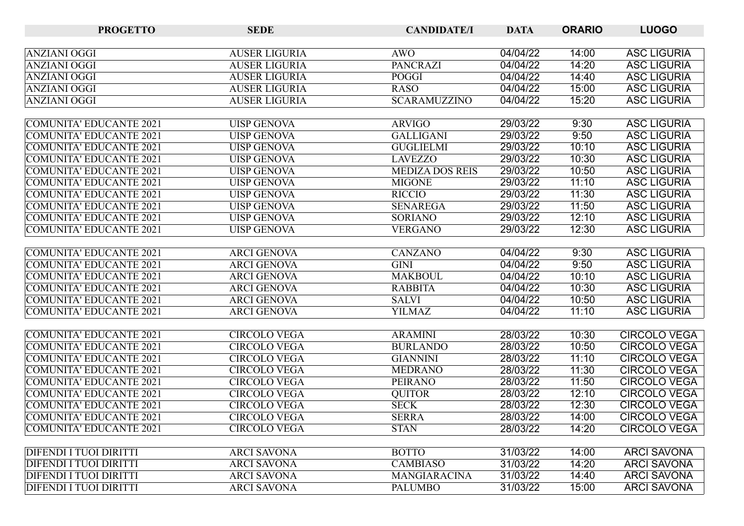| PROGETTO | SEDE | CANDIDATE/I | DATA | ORARIO | LUOGO |
|---|---|---|---|---|---|
| ANZIANI OGGI | AUSER LIGURIA | AWO | 04/04/22 | 14:00 | ASC LIGURIA |
| ANZIANI OGGI | AUSER LIGURIA | PANCRAZI | 04/04/22 | 14:20 | ASC LIGURIA |
| ANZIANI OGGI | AUSER LIGURIA | POGGI | 04/04/22 | 14:40 | ASC LIGURIA |
| ANZIANI OGGI | AUSER LIGURIA | RASO | 04/04/22 | 15:00 | ASC LIGURIA |
| ANZIANI OGGI | AUSER LIGURIA | SCARAMUZZINO | 04/04/22 | 15:20 | ASC LIGURIA |
| COMUNITA' EDUCANTE 2021 | UISP GENOVA | ARVIGO | 29/03/22 | 9:30 | ASC LIGURIA |
| COMUNITA' EDUCANTE 2021 | UISP GENOVA | GALLIGANI | 29/03/22 | 9:50 | ASC LIGURIA |
| COMUNITA' EDUCANTE 2021 | UISP GENOVA | GUGLIELMI | 29/03/22 | 10:10 | ASC LIGURIA |
| COMUNITA' EDUCANTE 2021 | UISP GENOVA | LAVEZZO | 29/03/22 | 10:30 | ASC LIGURIA |
| COMUNITA' EDUCANTE 2021 | UISP GENOVA | MEDIZA DOS REIS | 29/03/22 | 10:50 | ASC LIGURIA |
| COMUNITA' EDUCANTE 2021 | UISP GENOVA | MIGONE | 29/03/22 | 11:10 | ASC LIGURIA |
| COMUNITA' EDUCANTE 2021 | UISP GENOVA | RICCIO | 29/03/22 | 11:30 | ASC LIGURIA |
| COMUNITA' EDUCANTE 2021 | UISP GENOVA | SENAREGA | 29/03/22 | 11:50 | ASC LIGURIA |
| COMUNITA' EDUCANTE 2021 | UISP GENOVA | SORIANO | 29/03/22 | 12:10 | ASC LIGURIA |
| COMUNITA' EDUCANTE 2021 | UISP GENOVA | VERGANO | 29/03/22 | 12:30 | ASC LIGURIA |
| COMUNITA' EDUCANTE 2021 | ARCI GENOVA | CANZANO | 04/04/22 | 9:30 | ASC LIGURIA |
| COMUNITA' EDUCANTE 2021 | ARCI GENOVA | GINI | 04/04/22 | 9:50 | ASC LIGURIA |
| COMUNITA' EDUCANTE 2021 | ARCI GENOVA | MAKBOUL | 04/04/22 | 10:10 | ASC LIGURIA |
| COMUNITA' EDUCANTE 2021 | ARCI GENOVA | RABBITA | 04/04/22 | 10:30 | ASC LIGURIA |
| COMUNITA' EDUCANTE 2021 | ARCI GENOVA | SALVI | 04/04/22 | 10:50 | ASC LIGURIA |
| COMUNITA' EDUCANTE 2021 | ARCI GENOVA | YILMAZ | 04/04/22 | 11:10 | ASC LIGURIA |
| COMUNITA' EDUCANTE 2021 | CIRCOLO VEGA | ARAMINI | 28/03/22 | 10:30 | CIRCOLO VEGA |
| COMUNITA' EDUCANTE 2021 | CIRCOLO VEGA | BURLANDO | 28/03/22 | 10:50 | CIRCOLO VEGA |
| COMUNITA' EDUCANTE 2021 | CIRCOLO VEGA | GIANNINI | 28/03/22 | 11:10 | CIRCOLO VEGA |
| COMUNITA' EDUCANTE 2021 | CIRCOLO VEGA | MEDRANO | 28/03/22 | 11:30 | CIRCOLO VEGA |
| COMUNITA' EDUCANTE 2021 | CIRCOLO VEGA | PEIRANO | 28/03/22 | 11:50 | CIRCOLO VEGA |
| COMUNITA' EDUCANTE 2021 | CIRCOLO VEGA | QUITOR | 28/03/22 | 12:10 | CIRCOLO VEGA |
| COMUNITA' EDUCANTE 2021 | CIRCOLO VEGA | SECK | 28/03/22 | 12:30 | CIRCOLO VEGA |
| COMUNITA' EDUCANTE 2021 | CIRCOLO VEGA | SERRA | 28/03/22 | 14:00 | CIRCOLO VEGA |
| COMUNITA' EDUCANTE 2021 | CIRCOLO VEGA | STAN | 28/03/22 | 14:20 | CIRCOLO VEGA |
| DIFENDI I TUOI DIRITTI | ARCI SAVONA | BOTTO | 31/03/22 | 14:00 | ARCI SAVONA |
| DIFENDI I TUOI DIRITTI | ARCI SAVONA | CAMBIASO | 31/03/22 | 14:20 | ARCI SAVONA |
| DIFENDI I TUOI DIRITTI | ARCI SAVONA | MANGIARACINA | 31/03/22 | 14:40 | ARCI SAVONA |
| DIFENDI I TUOI DIRITTI | ARCI SAVONA | PALUMBO | 31/03/22 | 15:00 | ARCI SAVONA |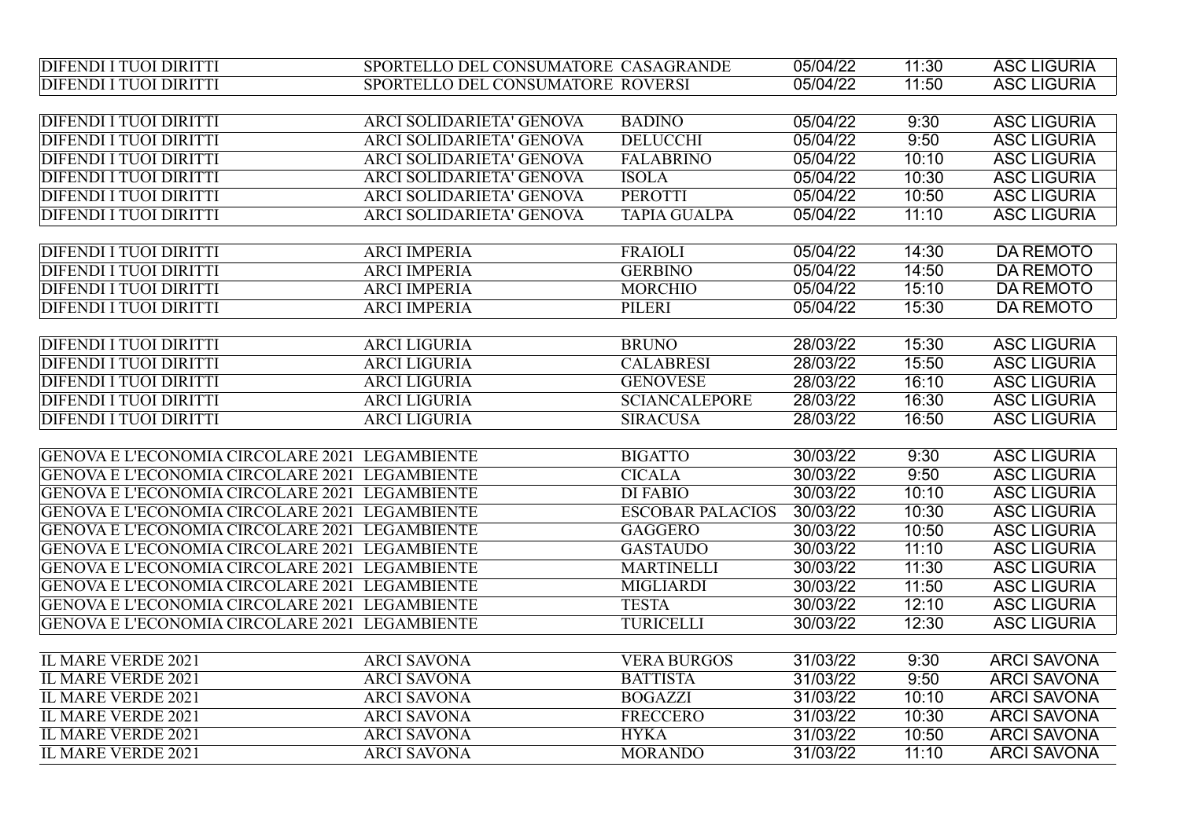| | | | | | |
|---|---|---|---|---|---|
| DIFENDI I TUOI DIRITTI | SPORTELLO DEL CONSUMATORE | CASAGRANDE | 05/04/22 | 11:30 | ASC LIGURIA |
| DIFENDI I TUOI DIRITTI | SPORTELLO DEL CONSUMATORE | ROVERSI | 05/04/22 | 11:50 | ASC LIGURIA |
| | | | | | |
| DIFENDI I TUOI DIRITTI | ARCI SOLIDARIETA' GENOVA | BADINO | 05/04/22 | 9:30 | ASC LIGURIA |
| DIFENDI I TUOI DIRITTI | ARCI SOLIDARIETA' GENOVA | DELUCCHI | 05/04/22 | 9:50 | ASC LIGURIA |
| DIFENDI I TUOI DIRITTI | ARCI SOLIDARIETA' GENOVA | FALABRINO | 05/04/22 | 10:10 | ASC LIGURIA |
| DIFENDI I TUOI DIRITTI | ARCI SOLIDARIETA' GENOVA | ISOLA | 05/04/22 | 10:30 | ASC LIGURIA |
| DIFENDI I TUOI DIRITTI | ARCI SOLIDARIETA' GENOVA | PEROTTI | 05/04/22 | 10:50 | ASC LIGURIA |
| DIFENDI I TUOI DIRITTI | ARCI SOLIDARIETA' GENOVA | TAPIA GUALPA | 05/04/22 | 11:10 | ASC LIGURIA |
| | | | | | |
| DIFENDI I TUOI DIRITTI | ARCI IMPERIA | FRAIOLI | 05/04/22 | 14:30 | DA REMOTO |
| DIFENDI I TUOI DIRITTI | ARCI IMPERIA | GERBINO | 05/04/22 | 14:50 | DA REMOTO |
| DIFENDI I TUOI DIRITTI | ARCI IMPERIA | MORCHIO | 05/04/22 | 15:10 | DA REMOTO |
| DIFENDI I TUOI DIRITTI | ARCI IMPERIA | PILERI | 05/04/22 | 15:30 | DA REMOTO |
| | | | | | |
| DIFENDI I TUOI DIRITTI | ARCI LIGURIA | BRUNO | 28/03/22 | 15:30 | ASC LIGURIA |
| DIFENDI I TUOI DIRITTI | ARCI LIGURIA | CALABRESI | 28/03/22 | 15:50 | ASC LIGURIA |
| DIFENDI I TUOI DIRITTI | ARCI LIGURIA | GENOVESE | 28/03/22 | 16:10 | ASC LIGURIA |
| DIFENDI I TUOI DIRITTI | ARCI LIGURIA | SCIANCALEPORE | 28/03/22 | 16:30 | ASC LIGURIA |
| DIFENDI I TUOI DIRITTI | ARCI LIGURIA | SIRACUSA | 28/03/22 | 16:50 | ASC LIGURIA |
| | | | | | |
| GENOVA E L'ECONOMIA CIRCOLARE 2021 | LEGAMBIENTE | BIGATTO | 30/03/22 | 9:30 | ASC LIGURIA |
| GENOVA E L'ECONOMIA CIRCOLARE 2021 | LEGAMBIENTE | CICALA | 30/03/22 | 9:50 | ASC LIGURIA |
| GENOVA E L'ECONOMIA CIRCOLARE 2021 | LEGAMBIENTE | DI FABIO | 30/03/22 | 10:10 | ASC LIGURIA |
| GENOVA E L'ECONOMIA CIRCOLARE 2021 | LEGAMBIENTE | ESCOBAR PALACIOS | 30/03/22 | 10:30 | ASC LIGURIA |
| GENOVA E L'ECONOMIA CIRCOLARE 2021 | LEGAMBIENTE | GAGGERO | 30/03/22 | 10:50 | ASC LIGURIA |
| GENOVA E L'ECONOMIA CIRCOLARE 2021 | LEGAMBIENTE | GASTAUDO | 30/03/22 | 11:10 | ASC LIGURIA |
| GENOVA E L'ECONOMIA CIRCOLARE 2021 | LEGAMBIENTE | MARTINELLI | 30/03/22 | 11:30 | ASC LIGURIA |
| GENOVA E L'ECONOMIA CIRCOLARE 2021 | LEGAMBIENTE | MIGLIARDI | 30/03/22 | 11:50 | ASC LIGURIA |
| GENOVA E L'ECONOMIA CIRCOLARE 2021 | LEGAMBIENTE | TESTA | 30/03/22 | 12:10 | ASC LIGURIA |
| GENOVA E L'ECONOMIA CIRCOLARE 2021 | LEGAMBIENTE | TURICELLI | 30/03/22 | 12:30 | ASC LIGURIA |
| | | | | | |
| IL MARE VERDE 2021 | ARCI SAVONA | VERA BURGOS | 31/03/22 | 9:30 | ARCI SAVONA |
| IL MARE VERDE 2021 | ARCI SAVONA | BATTISTA | 31/03/22 | 9:50 | ARCI SAVONA |
| IL MARE VERDE 2021 | ARCI SAVONA | BOGAZZI | 31/03/22 | 10:10 | ARCI SAVONA |
| IL MARE VERDE 2021 | ARCI SAVONA | FRECCERO | 31/03/22 | 10:30 | ARCI SAVONA |
| IL MARE VERDE 2021 | ARCI SAVONA | HYKA | 31/03/22 | 10:50 | ARCI SAVONA |
| IL MARE VERDE 2021 | ARCI SAVONA | MORANDO | 31/03/22 | 11:10 | ARCI SAVONA |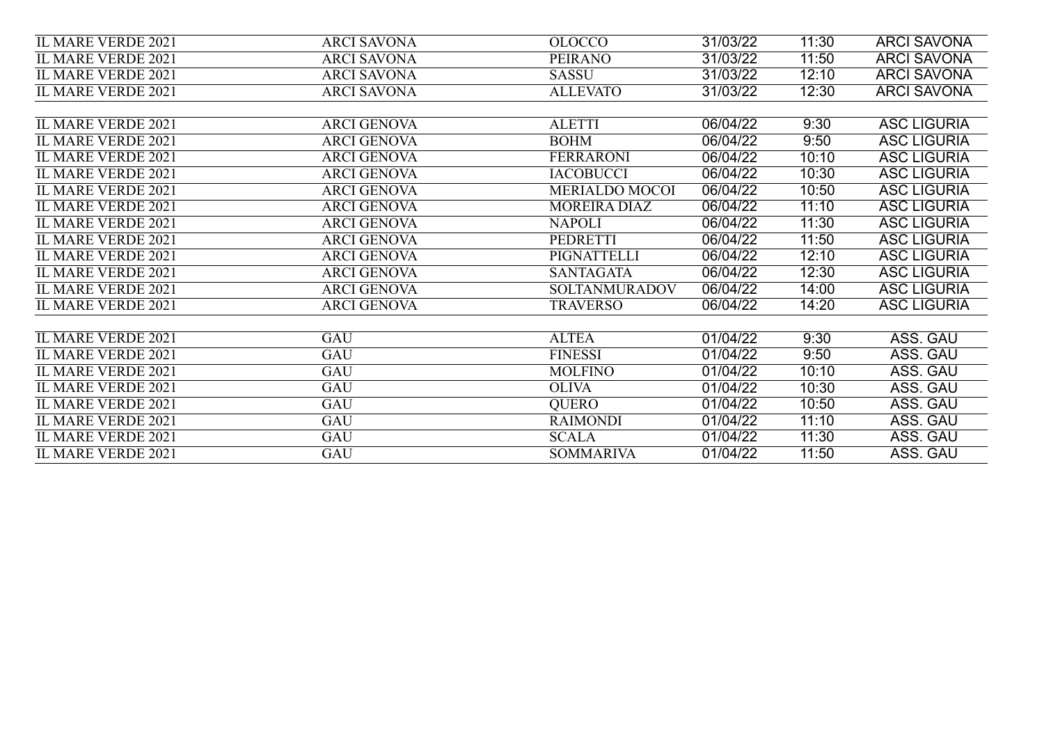| | | | | | |
|---|---|---|---|---|---|
| IL MARE VERDE 2021 | ARCI SAVONA | OLOCCO | 31/03/22 | 11:30 | ARCI SAVONA |
| IL MARE VERDE 2021 | ARCI SAVONA | PEIRANO | 31/03/22 | 11:50 | ARCI SAVONA |
| IL MARE VERDE 2021 | ARCI SAVONA | SASSU | 31/03/22 | 12:10 | ARCI SAVONA |
| IL MARE VERDE 2021 | ARCI SAVONA | ALLEVATO | 31/03/22 | 12:30 | ARCI SAVONA |
| | | | | | |
| IL MARE VERDE 2021 | ARCI GENOVA | ALETTI | 06/04/22 | 9:30 | ASC LIGURIA |
| IL MARE VERDE 2021 | ARCI GENOVA | BOHM | 06/04/22 | 9:50 | ASC LIGURIA |
| IL MARE VERDE 2021 | ARCI GENOVA | FERRARONI | 06/04/22 | 10:10 | ASC LIGURIA |
| IL MARE VERDE 2021 | ARCI GENOVA | IACOBUCCI | 06/04/22 | 10:30 | ASC LIGURIA |
| IL MARE VERDE 2021 | ARCI GENOVA | MERIALDO MOCOI | 06/04/22 | 10:50 | ASC LIGURIA |
| IL MARE VERDE 2021 | ARCI GENOVA | MOREIRA DIAZ | 06/04/22 | 11:10 | ASC LIGURIA |
| IL MARE VERDE 2021 | ARCI GENOVA | NAPOLI | 06/04/22 | 11:30 | ASC LIGURIA |
| IL MARE VERDE 2021 | ARCI GENOVA | PEDRETTI | 06/04/22 | 11:50 | ASC LIGURIA |
| IL MARE VERDE 2021 | ARCI GENOVA | PIGNATTELLI | 06/04/22 | 12:10 | ASC LIGURIA |
| IL MARE VERDE 2021 | ARCI GENOVA | SANTAGATA | 06/04/22 | 12:30 | ASC LIGURIA |
| IL MARE VERDE 2021 | ARCI GENOVA | SOLTANMURADOV | 06/04/22 | 14:00 | ASC LIGURIA |
| IL MARE VERDE 2021 | ARCI GENOVA | TRAVERSO | 06/04/22 | 14:20 | ASC LIGURIA |
| | | | | | |
| IL MARE VERDE 2021 | GAU | ALTEA | 01/04/22 | 9:30 | ASS. GAU |
| IL MARE VERDE 2021 | GAU | FINESSI | 01/04/22 | 9:50 | ASS. GAU |
| IL MARE VERDE 2021 | GAU | MOLFINO | 01/04/22 | 10:10 | ASS. GAU |
| IL MARE VERDE 2021 | GAU | OLIVA | 01/04/22 | 10:30 | ASS. GAU |
| IL MARE VERDE 2021 | GAU | QUERO | 01/04/22 | 10:50 | ASS. GAU |
| IL MARE VERDE 2021 | GAU | RAIMONDI | 01/04/22 | 11:10 | ASS. GAU |
| IL MARE VERDE 2021 | GAU | SCALA | 01/04/22 | 11:30 | ASS. GAU |
| IL MARE VERDE 2021 | GAU | SOMMARIVA | 01/04/22 | 11:50 | ASS. GAU |